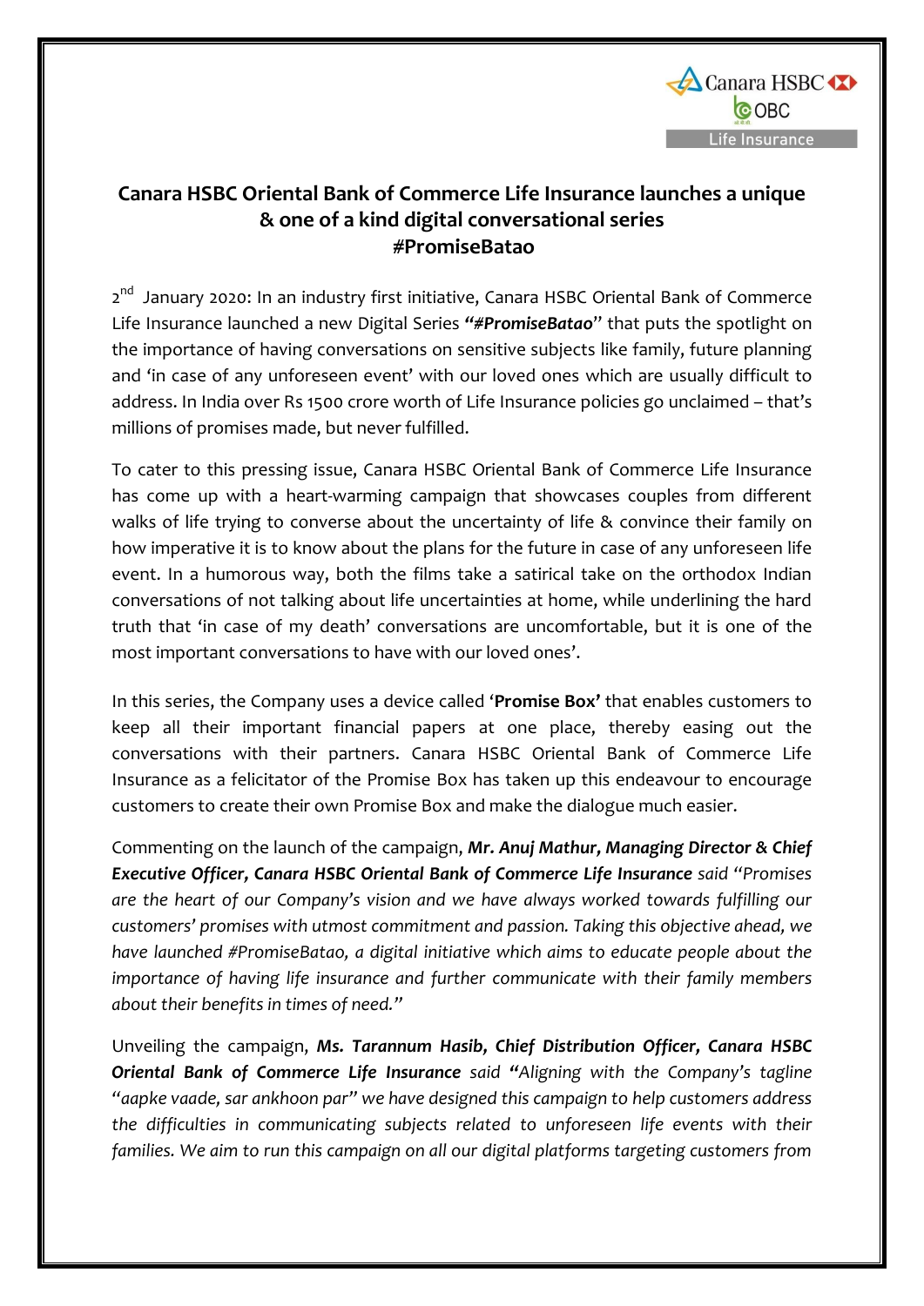# Canara HSBC Oriental Bank of Commerce Life Insurance launches a unique & one of a kind digital conversational series #PromiseBatao

2nd January 2020: In an industry first initiative, Canara HSBC Oriental Bank of Commerce Life Insurance launched a new Digital Series ***"#PromiseBatao***" that puts the spotlight on the importance of having conversations on sensitive subjects like family, future planning and 'in case of any unforeseen event' with our loved ones which are usually difficult to address. In India over Rs 1500 crore worth of Life Insurance policies go unclaimed – that's millions of promises made, but never fulfilled.

To cater to this pressing issue, Canara HSBC Oriental Bank of Commerce Life Insurance has come up with a heart-warming campaign that showcases couples from different walks of life trying to converse about the uncertainty of life & convince their family on how imperative it is to know about the plans for the future in case of any unforeseen life event. In a humorous way, both the films take a satirical take on the orthodox Indian conversations of not talking about life uncertainties at home, while underlining the hard truth that 'in case of my death' conversations are uncomfortable, but it is one of the most important conversations to have with our loved ones'.

In this series, the Company uses a device called '**Promise Box'** that enables customers to keep all their important financial papers at one place, thereby easing out the conversations with their partners. Canara HSBC Oriental Bank of Commerce Life Insurance as a felicitator of the Promise Box has taken up this endeavour to encourage customers to create their own Promise Box and make the dialogue much easier.

Commenting on the launch of the campaign, ***Mr. Anuj Mathur, Managing Director & Chief Executive Officer, Canara HSBC Oriental Bank of Commerce Life Insurance*** *said "Promises are the heart of our Company's vision and we have always worked towards fulfilling our customers' promises with utmost commitment and passion. Taking this objective ahead, we have launched #PromiseBatao, a digital initiative which aims to educate people about the importance of having life insurance and further communicate with their family members about their benefits in times of need."*

Unveiling the campaign, ***Ms. Tarannum Hasib, Chief Distribution Officer, Canara HSBC Oriental Bank of Commerce Life Insurance*** *said* ***"****Aligning with the Company's tagline "aapke vaade, sar ankhoon par" we have designed this campaign to help customers address the difficulties in communicating subjects related to unforeseen life events with their families. We aim to run this campaign on all our digital platforms targeting customers from*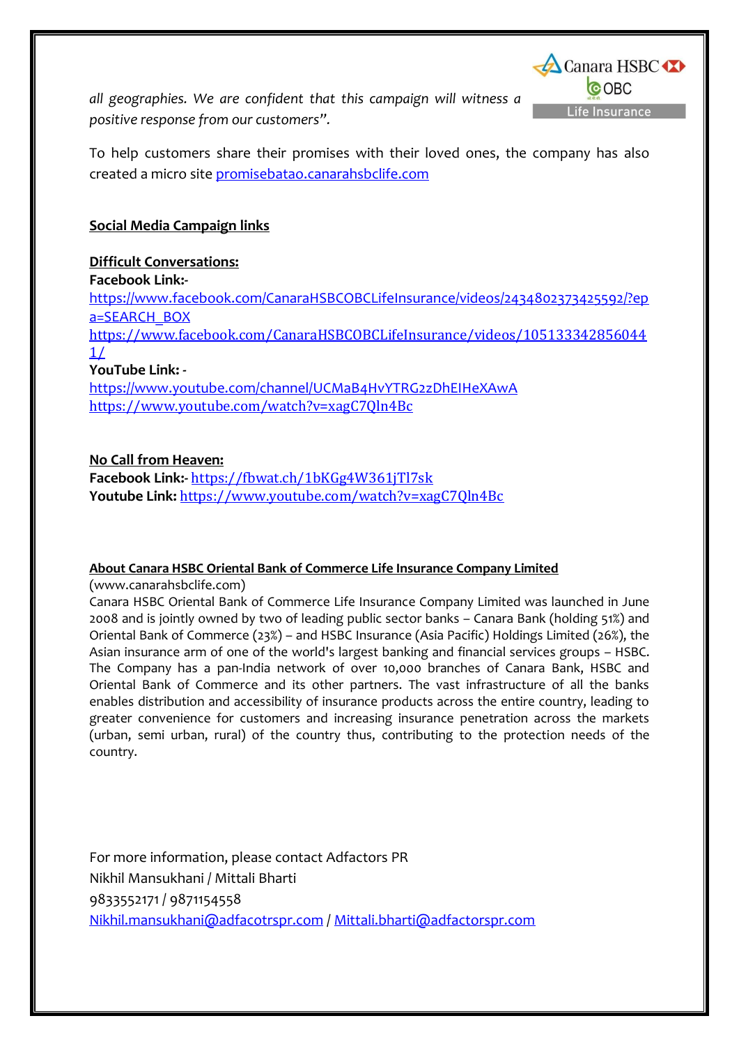*all geographies. We are confident that this campaign will witness a positive response from our customers".*

To help customers share their promises with their loved ones, the company has also created a micro site [promisebatao.canarahsbclife.com](promisebatao.canarahsbclife.com)

**Social Media Campaign links**

**Difficult Conversations:**

**Facebook Link:-**

https://www.facebook.com/CanaraHSBCOBCLifeInsurance/videos/2434802373425592/?epa=SEARCH_BOX

https://www.facebook.com/CanaraHSBCOBCLifeInsurance/videos/1051333428560441/

**YouTube Link: -**

https://www.youtube.com/channel/UCMaB4HvYTRG2zDhEIHeXAwA

https://www.youtube.com/watch?v=xagC7Qln4Bc

**No Call from Heaven:**

**Facebook Link:-** https://fbwat.ch/1bKGg4W361jTl7sk

**Youtube Link:** https://www.youtube.com/watch?v=xagC7Qln4Bc

**About Canara HSBC Oriental Bank of Commerce Life Insurance Company Limited**

(www.canarahsbclife.com)

Canara HSBC Oriental Bank of Commerce Life Insurance Company Limited was launched in June 2008 and is jointly owned by two of leading public sector banks – Canara Bank (holding 51%) and Oriental Bank of Commerce (23%) – and HSBC Insurance (Asia Pacific) Holdings Limited (26%), the Asian insurance arm of one of the world's largest banking and financial services groups – HSBC. The Company has a pan-India network of over 10,000 branches of Canara Bank, HSBC and Oriental Bank of Commerce and its other partners. The vast infrastructure of all the banks enables distribution and accessibility of insurance products across the entire country, leading to greater convenience for customers and increasing insurance penetration across the markets (urban, semi urban, rural) of the country thus, contributing to the protection needs of the country.

For more information, please contact Adfactors PR

Nikhil Mansukhani / Mittali Bharti

9833552171 / 9871154558

Nikhil.mansukhani@adfacotrspr.com / Mittali.bharti@adfactorspr.com